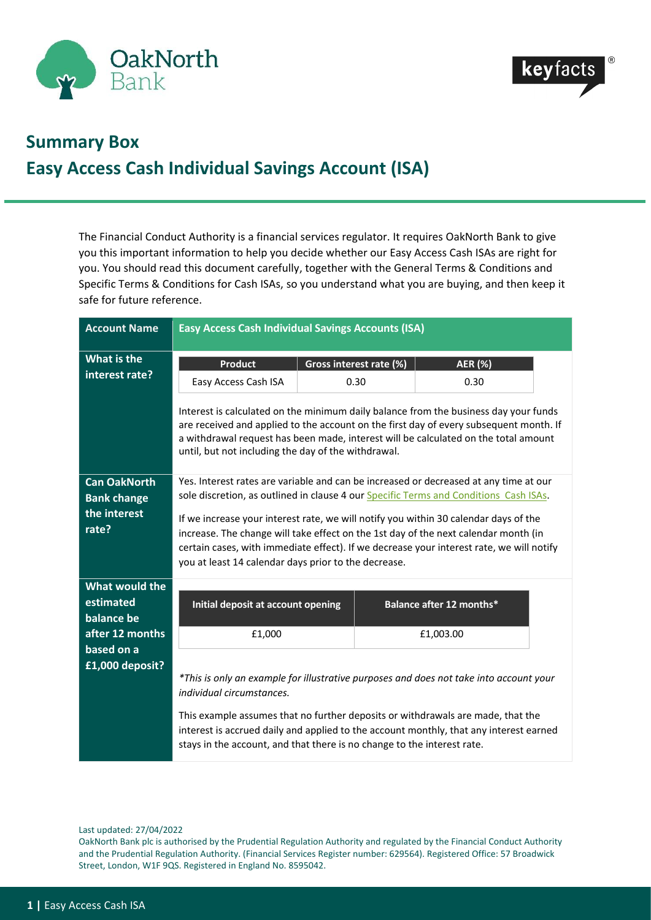# Summary Box

# Easy Access Cash Individual Savings Account (ISA)

The Financial Conduct Authority is a financial services regulator. It requires OakNorth Bank to give you this important information to help you decide whether our Easy Access Cash ISAs are right for you. You should read this document carefully, together with the General Terms & Conditions and Specific Terms & Conditions for Cash ISAs, so you understand what you are buying, and then keep it safe for future reference.

| **Account Name** | **Easy Access Cash Individual Savings Accounts (ISA)** |
|---|---|
| **What is the interest rate?** | Product: Easy Access Cash ISA; Gross interest rate (%): 0.30; AER (%): 0.30<br><br>Interest is calculated on the minimum daily balance from the business day your funds are received and applied to the account on the first day of every subsequent month. If a withdrawal request has been made, interest will be calculated on the total amount until, but not including the day of the withdrawal. |
| **Can OakNorth Bank change the interest rate?** | Yes. Interest rates are variable and can be increased or decreased at any time at our sole discretion, as outlined in clause 4 our Specific Terms and Conditions Cash ISAs.<br><br>If we increase your interest rate, we will notify you within 30 calendar days of the increase. The change will take effect on the 1st day of the next calendar month (in certain cases, with immediate effect). If we decrease your interest rate, we will notify you at least 14 calendar days prior to the decrease. |
| **What would the estimated balance be after 12 months based on a £1,000 deposit?** | Initial deposit at account opening: £1,000; Balance after 12 months*: £1,003.00<br><br>*\*This is only an example for illustrative purposes and does not take into account your individual circumstances.*<br><br>This example assumes that no further deposits or withdrawals are made, that the interest is accrued daily and applied to the account monthly, that any interest earned stays in the account, and that there is no change to the interest rate. |

Last updated: 27/04/2022

OakNorth Bank plc is authorised by the Prudential Regulation Authority and regulated by the Financial Conduct Authority and the Prudential Regulation Authority. (Financial Services Register number: 629564). Registered Office: 57 Broadwick Street, London, W1F 9QS. Registered in England No. 8595042.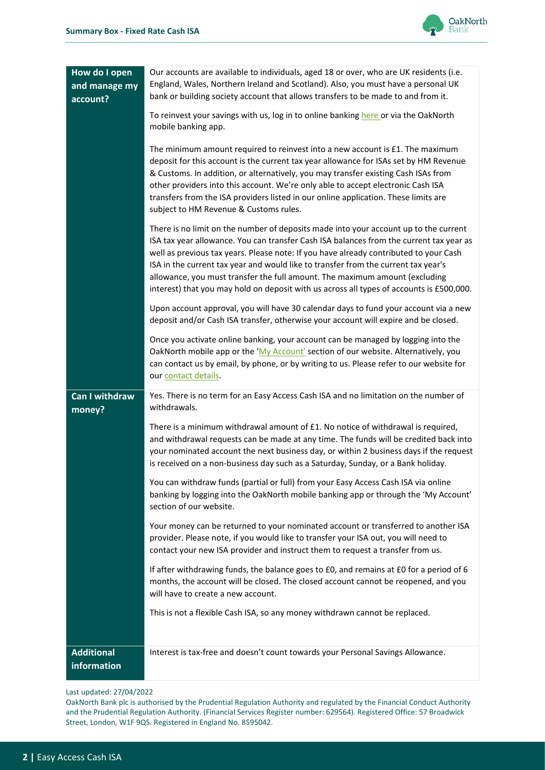| | |
|---|---|
| **How do I open and manage my account?** | Our accounts are available to individuals, aged 18 or over, who are UK residents (i.e. England, Wales, Northern Ireland and Scotland). Also, you must have a personal UK bank or building society account that allows transfers to be made to and from it.<br><br>To reinvest your savings with us, log in to online banking here or via the OakNorth mobile banking app.<br><br>The minimum amount required to reinvest into a new account is £1. The maximum deposit for this account is the current tax year allowance for ISAs set by HM Revenue & Customs. In addition, or alternatively, you may transfer existing Cash ISAs from other providers into this account. We're only able to accept electronic Cash ISA transfers from the ISA providers listed in our online application. These limits are subject to HM Revenue & Customs rules.<br><br>There is no limit on the number of deposits made into your account up to the current ISA tax year allowance. You can transfer Cash ISA balances from the current tax year as well as previous tax years. Please note: If you have already contributed to your Cash ISA in the current tax year and would like to transfer from the current tax year's allowance, you must transfer the full amount. The maximum amount (excluding interest) that you may hold on deposit with us across all types of accounts is £500,000.<br><br>Upon account approval, you will have 30 calendar days to fund your account via a new deposit and/or Cash ISA transfer, otherwise your account will expire and be closed.<br><br>Once you activate online banking, your account can be managed by logging into the OakNorth mobile app or the 'My Account' section of our website. Alternatively, you can contact us by email, by phone, or by writing to us. Please refer to our website for our contact details. |
| **Can I withdraw money?** | Yes. There is no term for an Easy Access Cash ISA and no limitation on the number of withdrawals.<br><br>There is a minimum withdrawal amount of £1. No notice of withdrawal is required, and withdrawal requests can be made at any time. The funds will be credited back into your nominated account the next business day, or within 2 business days if the request is received on a non-business day such as a Saturday, Sunday, or a Bank holiday.<br><br>You can withdraw funds (partial or full) from your Easy Access Cash ISA via online banking by logging into the OakNorth mobile banking app or through the 'My Account' section of our website.<br><br>Your money can be returned to your nominated account or transferred to another ISA provider. Please note, if you would like to transfer your ISA out, you will need to contact your new ISA provider and instruct them to request a transfer from us.<br><br>If after withdrawing funds, the balance goes to £0, and remains at £0 for a period of 6 months, the account will be closed. The closed account cannot be reopened, and you will have to create a new account.<br><br>This is not a flexible Cash ISA, so any money withdrawn cannot be replaced. |
| **Additional information** | Interest is tax-free and doesn't count towards your Personal Savings Allowance. |

Last updated: 27/04/2022

OakNorth Bank plc is authorised by the Prudential Regulation Authority and regulated by the Financial Conduct Authority and the Prudential Regulation Authority. (Financial Services Register number: 629564). Registered Office: 57 Broadwick Street, London, W1F 9QS. Registered in England No. 8595042.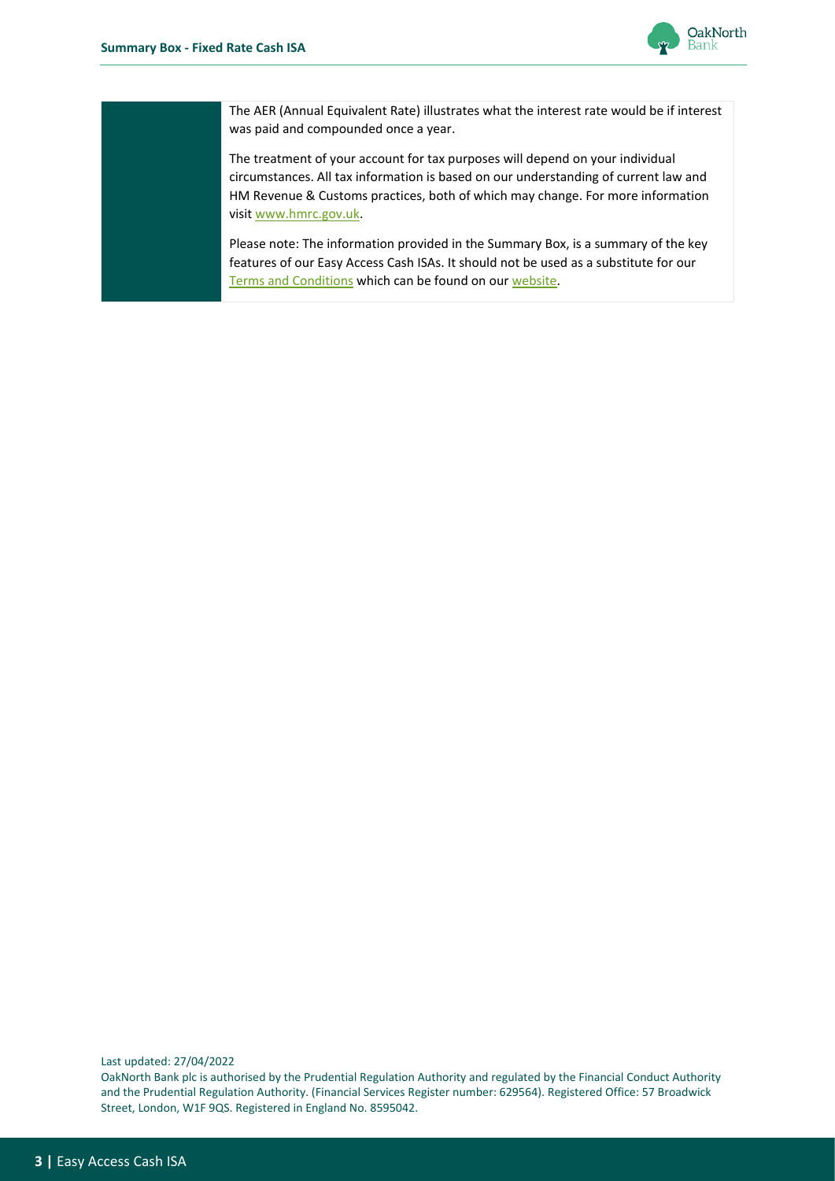The AER (Annual Equivalent Rate) illustrates what the interest rate would be if interest was paid and compounded once a year.

The treatment of your account for tax purposes will depend on your individual circumstances. All tax information is based on our understanding of current law and HM Revenue & Customs practices, both of which may change. For more information visit [www.hmrc.gov.uk](http://www.hmrc.gov.uk).

Please note: The information provided in the Summary Box, is a summary of the key features of our Easy Access Cash ISAs. It should not be used as a substitute for our Terms and Conditions which can be found on our website.

Last updated: 27/04/2022

OakNorth Bank plc is authorised by the Prudential Regulation Authority and regulated by the Financial Conduct Authority and the Prudential Regulation Authority. (Financial Services Register number: 629564). Registered Office: 57 Broadwick Street, London, W1F 9QS. Registered in England No. 8595042.